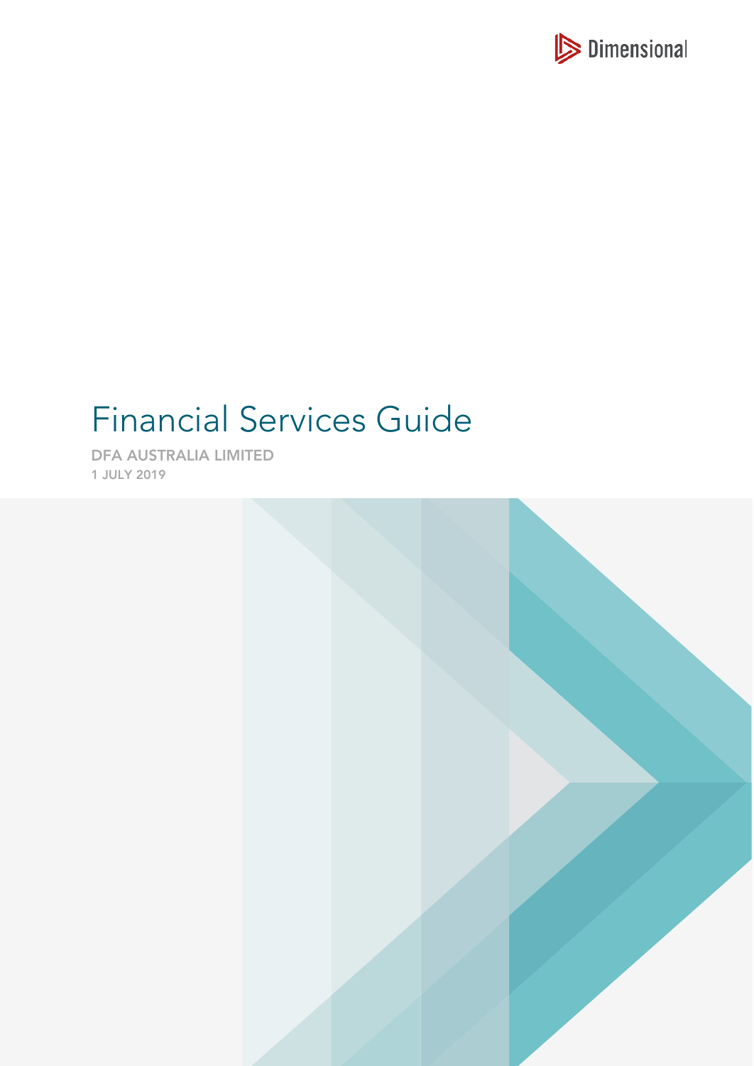Dimensional

# Financial Services Guide

DFA AUSTRALIA LIMITED

1 JULY 2019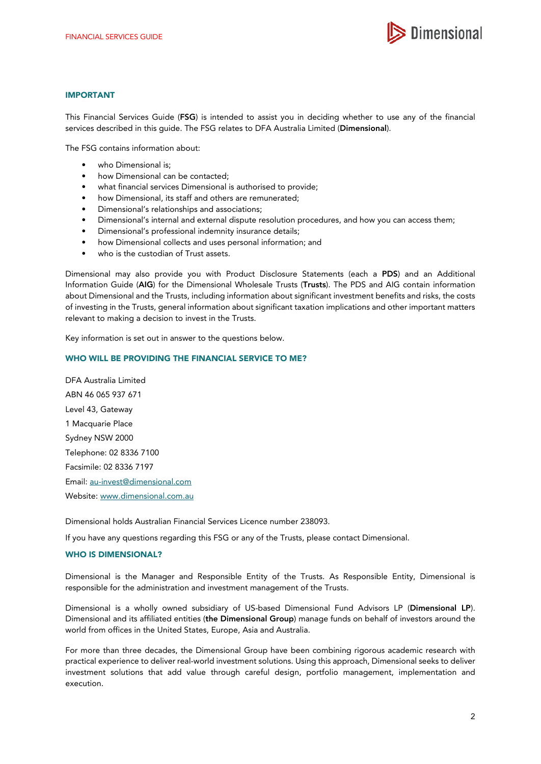## IMPORTANT

This Financial Services Guide (**FSG**) is intended to assist you in deciding whether to use any of the financial services described in this guide. The FSG relates to DFA Australia Limited (**Dimensional**).

The FSG contains information about:

- who Dimensional is;
- how Dimensional can be contacted;
- what financial services Dimensional is authorised to provide;
- how Dimensional, its staff and others are remunerated;
- Dimensional's relationships and associations;
- Dimensional's internal and external dispute resolution procedures, and how you can access them;
- Dimensional's professional indemnity insurance details;
- how Dimensional collects and uses personal information; and
- who is the custodian of Trust assets.

Dimensional may also provide you with Product Disclosure Statements (each a **PDS**) and an Additional Information Guide (**AIG**) for the Dimensional Wholesale Trusts (**Trusts**). The PDS and AIG contain information about Dimensional and the Trusts, including information about significant investment benefits and risks, the costs of investing in the Trusts, general information about significant taxation implications and other important matters relevant to making a decision to invest in the Trusts.

Key information is set out in answer to the questions below.

## WHO WILL BE PROVIDING THE FINANCIAL SERVICE TO ME?

DFA Australia Limited

ABN 46 065 937 671

Level 43, Gateway

1 Macquarie Place

Sydney NSW 2000

Telephone: 02 8336 7100

Facsimile: 02 8336 7197

Email: au-invest@dimensional.com

Website: www.dimensional.com.au

Dimensional holds Australian Financial Services Licence number 238093.

If you have any questions regarding this FSG or any of the Trusts, please contact Dimensional.

## WHO IS DIMENSIONAL?

Dimensional is the Manager and Responsible Entity of the Trusts. As Responsible Entity, Dimensional is responsible for the administration and investment management of the Trusts.

Dimensional is a wholly owned subsidiary of US-based Dimensional Fund Advisors LP (**Dimensional LP**). Dimensional and its affiliated entities (**the Dimensional Group**) manage funds on behalf of investors around the world from offices in the United States, Europe, Asia and Australia.

For more than three decades, the Dimensional Group have been combining rigorous academic research with practical experience to deliver real-world investment solutions. Using this approach, Dimensional seeks to deliver investment solutions that add value through careful design, portfolio management, implementation and execution.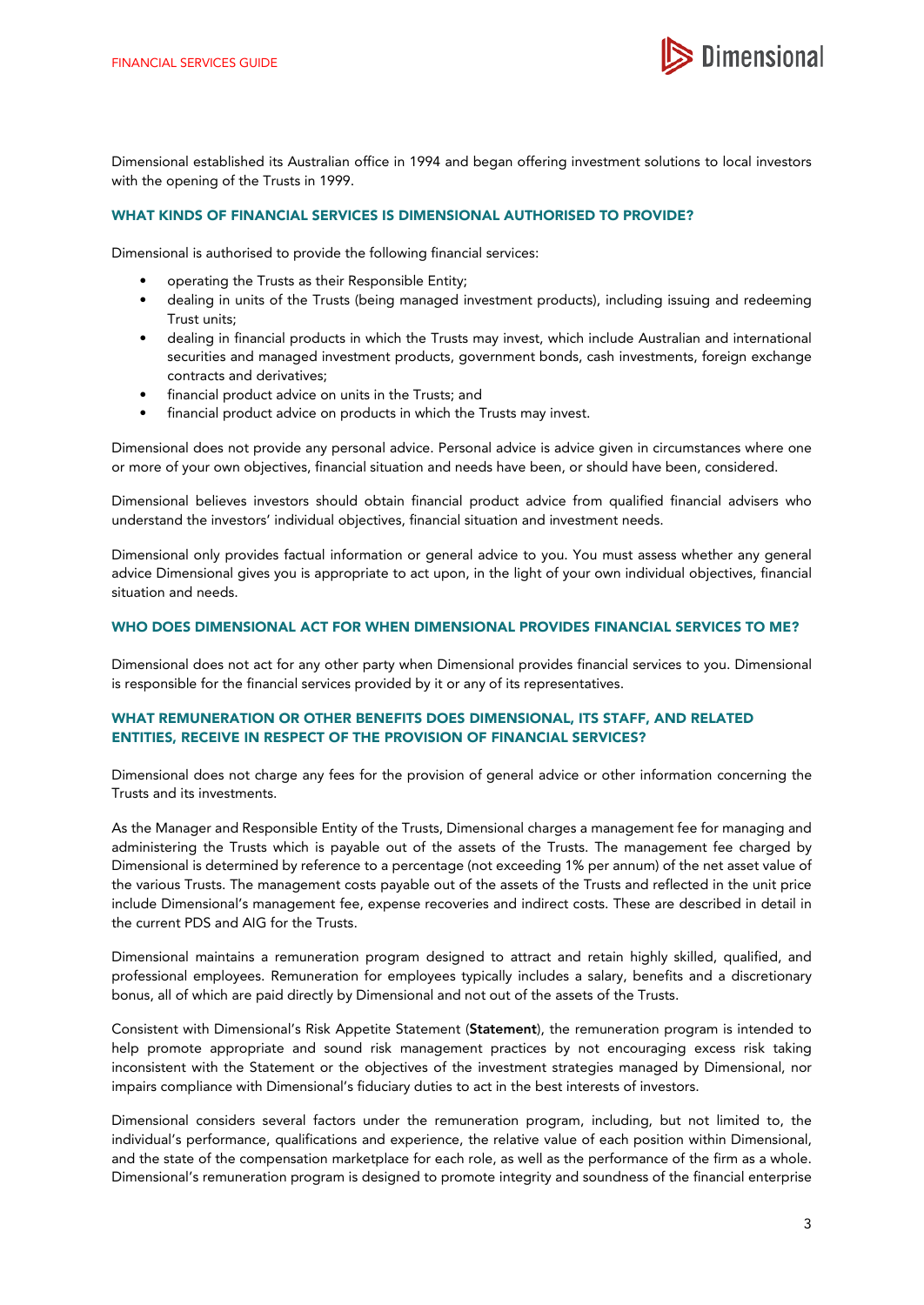Dimensional established its Australian office in 1994 and began offering investment solutions to local investors with the opening of the Trusts in 1999.

## WHAT KINDS OF FINANCIAL SERVICES IS DIMENSIONAL AUTHORISED TO PROVIDE?

Dimensional is authorised to provide the following financial services:

- operating the Trusts as their Responsible Entity;
- dealing in units of the Trusts (being managed investment products), including issuing and redeeming Trust units;
- dealing in financial products in which the Trusts may invest, which include Australian and international securities and managed investment products, government bonds, cash investments, foreign exchange contracts and derivatives;
- financial product advice on units in the Trusts; and
- financial product advice on products in which the Trusts may invest.

Dimensional does not provide any personal advice. Personal advice is advice given in circumstances where one or more of your own objectives, financial situation and needs have been, or should have been, considered.

Dimensional believes investors should obtain financial product advice from qualified financial advisers who understand the investors' individual objectives, financial situation and investment needs.

Dimensional only provides factual information or general advice to you. You must assess whether any general advice Dimensional gives you is appropriate to act upon, in the light of your own individual objectives, financial situation and needs.

## WHO DOES DIMENSIONAL ACT FOR WHEN DIMENSIONAL PROVIDES FINANCIAL SERVICES TO ME?

Dimensional does not act for any other party when Dimensional provides financial services to you. Dimensional is responsible for the financial services provided by it or any of its representatives.

## WHAT REMUNERATION OR OTHER BENEFITS DOES DIMENSIONAL, ITS STAFF, AND RELATED ENTITIES, RECEIVE IN RESPECT OF THE PROVISION OF FINANCIAL SERVICES?

Dimensional does not charge any fees for the provision of general advice or other information concerning the Trusts and its investments.

As the Manager and Responsible Entity of the Trusts, Dimensional charges a management fee for managing and administering the Trusts which is payable out of the assets of the Trusts. The management fee charged by Dimensional is determined by reference to a percentage (not exceeding 1% per annum) of the net asset value of the various Trusts. The management costs payable out of the assets of the Trusts and reflected in the unit price include Dimensional's management fee, expense recoveries and indirect costs. These are described in detail in the current PDS and AIG for the Trusts.

Dimensional maintains a remuneration program designed to attract and retain highly skilled, qualified, and professional employees. Remuneration for employees typically includes a salary, benefits and a discretionary bonus, all of which are paid directly by Dimensional and not out of the assets of the Trusts.

Consistent with Dimensional's Risk Appetite Statement (**Statement**), the remuneration program is intended to help promote appropriate and sound risk management practices by not encouraging excess risk taking inconsistent with the Statement or the objectives of the investment strategies managed by Dimensional, nor impairs compliance with Dimensional's fiduciary duties to act in the best interests of investors.

Dimensional considers several factors under the remuneration program, including, but not limited to, the individual's performance, qualifications and experience, the relative value of each position within Dimensional, and the state of the compensation marketplace for each role, as well as the performance of the firm as a whole. Dimensional's remuneration program is designed to promote integrity and soundness of the financial enterprise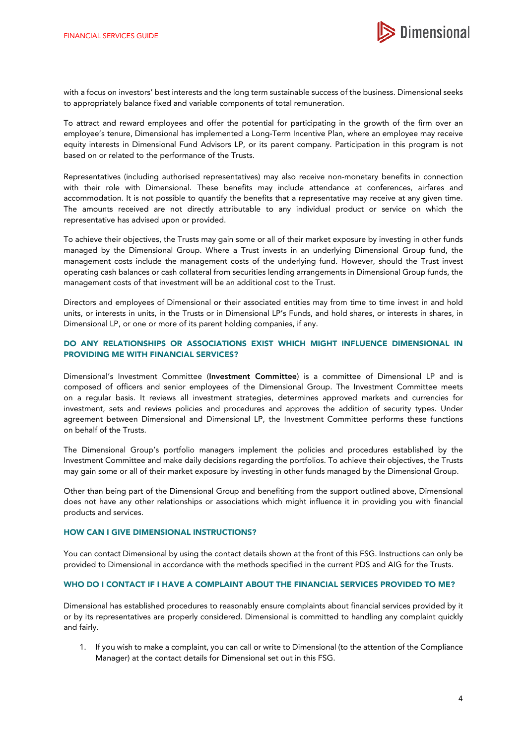with a focus on investors' best interests and the long term sustainable success of the business. Dimensional seeks to appropriately balance fixed and variable components of total remuneration.

To attract and reward employees and offer the potential for participating in the growth of the firm over an employee's tenure, Dimensional has implemented a Long-Term Incentive Plan, where an employee may receive equity interests in Dimensional Fund Advisors LP, or its parent company. Participation in this program is not based on or related to the performance of the Trusts.

Representatives (including authorised representatives) may also receive non-monetary benefits in connection with their role with Dimensional. These benefits may include attendance at conferences, airfares and accommodation. It is not possible to quantify the benefits that a representative may receive at any given time. The amounts received are not directly attributable to any individual product or service on which the representative has advised upon or provided.

To achieve their objectives, the Trusts may gain some or all of their market exposure by investing in other funds managed by the Dimensional Group. Where a Trust invests in an underlying Dimensional Group fund, the management costs include the management costs of the underlying fund. However, should the Trust invest operating cash balances or cash collateral from securities lending arrangements in Dimensional Group funds, the management costs of that investment will be an additional cost to the Trust.

Directors and employees of Dimensional or their associated entities may from time to time invest in and hold units, or interests in units, in the Trusts or in Dimensional LP's Funds, and hold shares, or interests in shares, in Dimensional LP, or one or more of its parent holding companies, if any.

## DO ANY RELATIONSHIPS OR ASSOCIATIONS EXIST WHICH MIGHT INFLUENCE DIMENSIONAL IN PROVIDING ME WITH FINANCIAL SERVICES?

Dimensional's Investment Committee (**Investment Committee**) is a committee of Dimensional LP and is composed of officers and senior employees of the Dimensional Group. The Investment Committee meets on a regular basis. It reviews all investment strategies, determines approved markets and currencies for investment, sets and reviews policies and procedures and approves the addition of security types. Under agreement between Dimensional and Dimensional LP, the Investment Committee performs these functions on behalf of the Trusts.

The Dimensional Group's portfolio managers implement the policies and procedures established by the Investment Committee and make daily decisions regarding the portfolios. To achieve their objectives, the Trusts may gain some or all of their market exposure by investing in other funds managed by the Dimensional Group.

Other than being part of the Dimensional Group and benefiting from the support outlined above, Dimensional does not have any other relationships or associations which might influence it in providing you with financial products and services.

## HOW CAN I GIVE DIMENSIONAL INSTRUCTIONS?

You can contact Dimensional by using the contact details shown at the front of this FSG. Instructions can only be provided to Dimensional in accordance with the methods specified in the current PDS and AIG for the Trusts.

## WHO DO I CONTACT IF I HAVE A COMPLAINT ABOUT THE FINANCIAL SERVICES PROVIDED TO ME?

Dimensional has established procedures to reasonably ensure complaints about financial services provided by it or by its representatives are properly considered. Dimensional is committed to handling any complaint quickly and fairly.

1. If you wish to make a complaint, you can call or write to Dimensional (to the attention of the Compliance Manager) at the contact details for Dimensional set out in this FSG.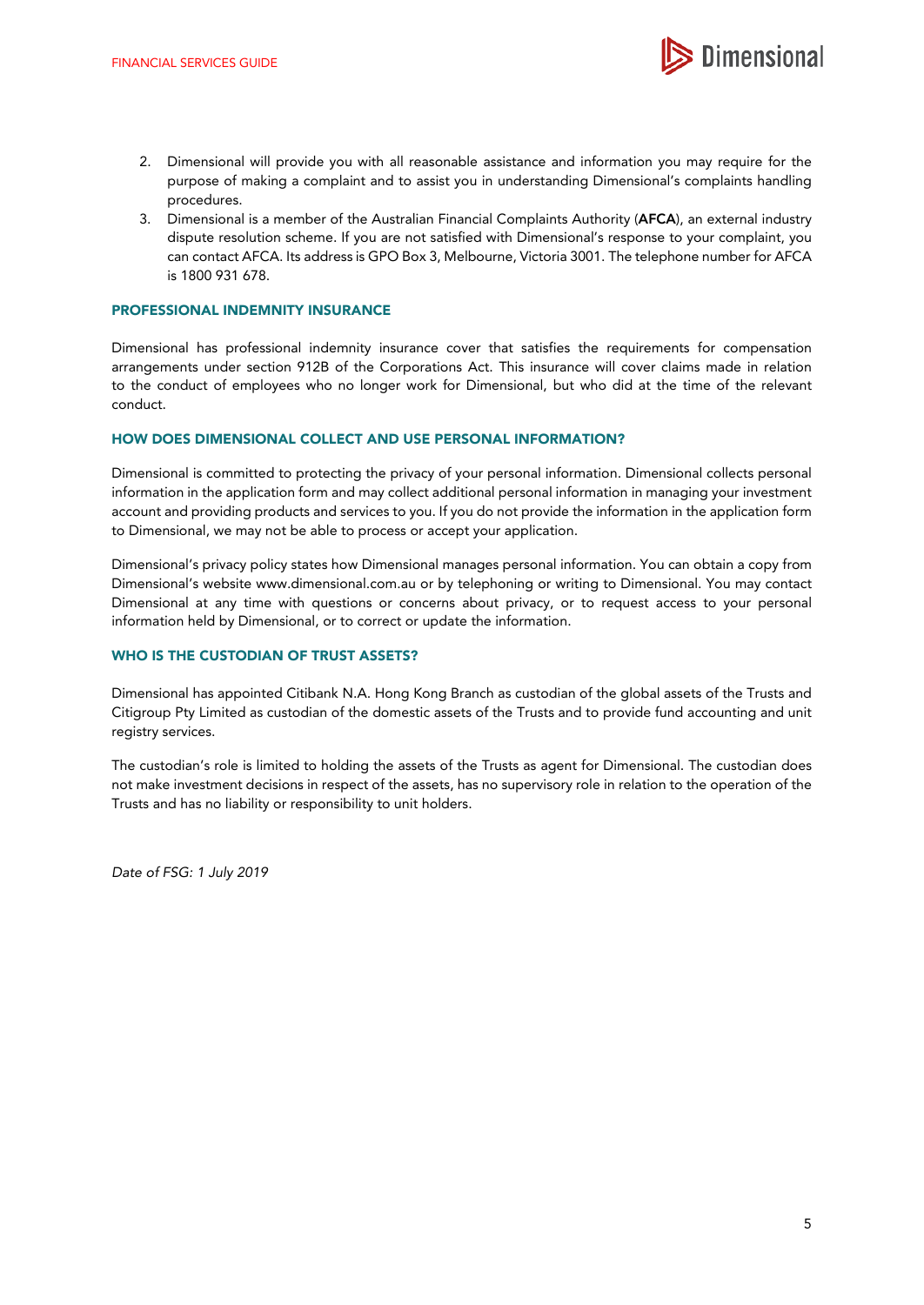2. Dimensional will provide you with all reasonable assistance and information you may require for the purpose of making a complaint and to assist you in understanding Dimensional's complaints handling procedures.
3. Dimensional is a member of the Australian Financial Complaints Authority (**AFCA**), an external industry dispute resolution scheme. If you are not satisfied with Dimensional's response to your complaint, you can contact AFCA. Its address is GPO Box 3, Melbourne, Victoria 3001. The telephone number for AFCA is 1800 931 678.

## PROFESSIONAL INDEMNITY INSURANCE

Dimensional has professional indemnity insurance cover that satisfies the requirements for compensation arrangements under section 912B of the Corporations Act. This insurance will cover claims made in relation to the conduct of employees who no longer work for Dimensional, but who did at the time of the relevant conduct.

## HOW DOES DIMENSIONAL COLLECT AND USE PERSONAL INFORMATION?

Dimensional is committed to protecting the privacy of your personal information. Dimensional collects personal information in the application form and may collect additional personal information in managing your investment account and providing products and services to you. If you do not provide the information in the application form to Dimensional, we may not be able to process or accept your application.

Dimensional's privacy policy states how Dimensional manages personal information. You can obtain a copy from Dimensional's website www.dimensional.com.au or by telephoning or writing to Dimensional. You may contact Dimensional at any time with questions or concerns about privacy, or to request access to your personal information held by Dimensional, or to correct or update the information.

## WHO IS THE CUSTODIAN OF TRUST ASSETS?

Dimensional has appointed Citibank N.A. Hong Kong Branch as custodian of the global assets of the Trusts and Citigroup Pty Limited as custodian of the domestic assets of the Trusts and to provide fund accounting and unit registry services.

The custodian's role is limited to holding the assets of the Trusts as agent for Dimensional. The custodian does not make investment decisions in respect of the assets, has no supervisory role in relation to the operation of the Trusts and has no liability or responsibility to unit holders.

*Date of FSG: 1 July 2019*